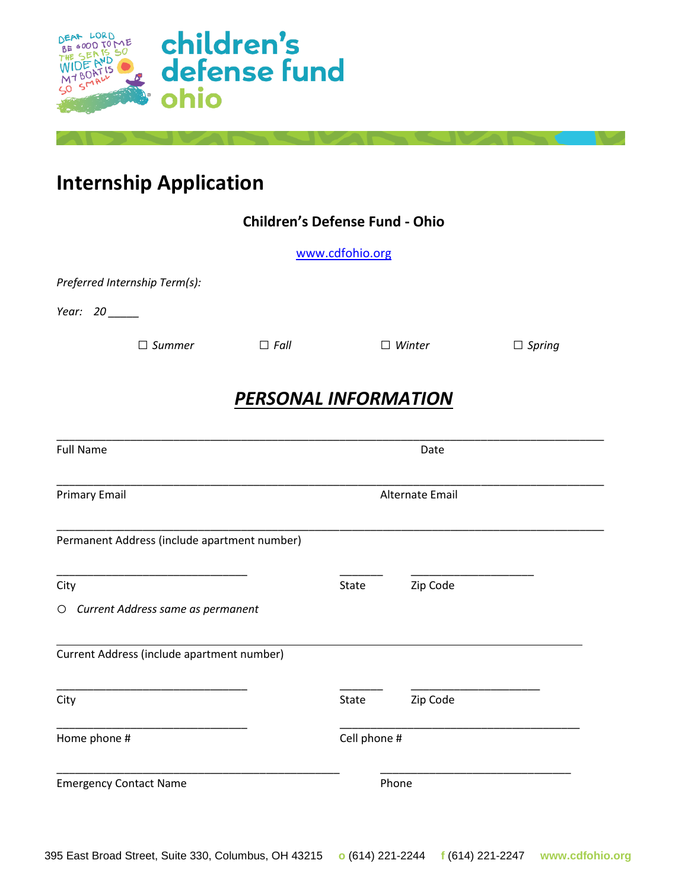children's defense fund ohio

# Internship Application

**Children's Defense Fund - Ohio**

www.cdfohio.org

*Preferred Internship Term(s):*

*Year: 20_____*

☐ *Summer* ☐ *Fall* ☐ *Winter* ☐ *Spring*

## ***PERSONAL INFORMATION***

_______________________________________________________________________________
Full Name Date

_______________________________________________________________________________
Primary Email Alternate Email

_______________________________________________________________________________
Permanent Address (include apartment number)

_____________________________ _______ ___________________
City State Zip Code

○ *Current Address same as permanent*

_______________________________________________________________________________
Current Address (include apartment number)

_____________________________ _______ ___________________
City State Zip Code

_____________________________ ____________________________________
Home phone # Cell phone #

___________________________________________ _____________________________
Emergency Contact Name Phone

395 East Broad Street, Suite 330, Columbus, OH 43215 o (614) 221-2244 f (614) 221-2247 www.cdfohio.org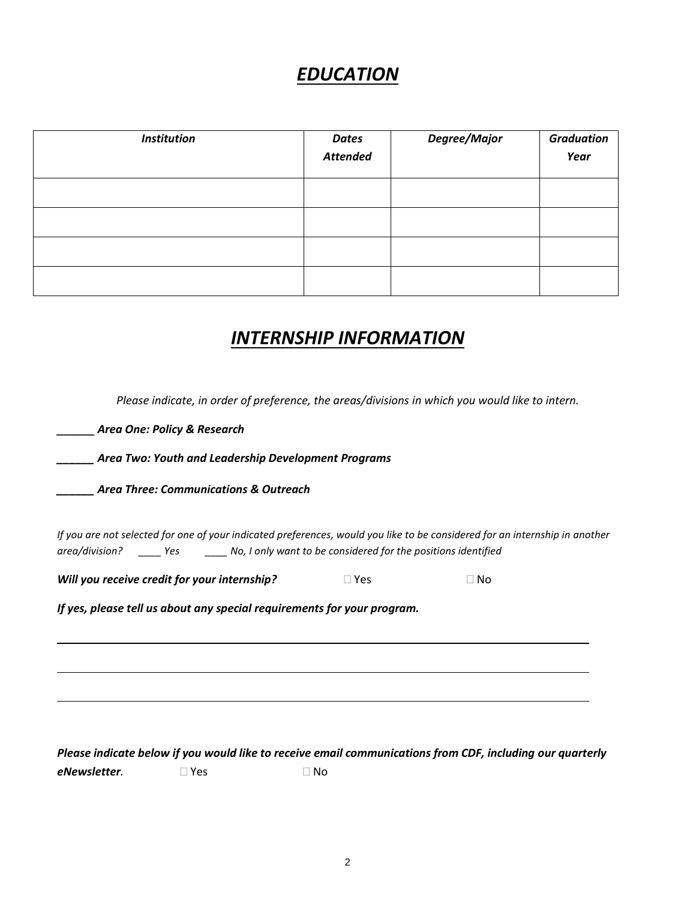# ***EDUCATION***

| *Institution* | *Dates Attended* | *Degree/Major* | *Graduation Year* |
|---|---|---|---|
| | | | |
| | | | |
| | | | |
| | | | |

# ***INTERNSHIP INFORMATION***

*Please indicate, in order of preference, the areas/divisions in which you would like to intern.*

***______ Area One: Policy & Research***

***______ Area Two: Youth and Leadership Development Programs***

***______ Area Three: Communications & Outreach***

*If you are not selected for one of your indicated preferences, would you like to be considered for an internship in another area/division? ____ Yes ____ No, I only want to be considered for the positions identified*

***Will you receive credit for your internship?*** ☐ Yes ☐ No

***If yes, please tell us about any special requirements for your program.***

______________________________________________________________________________

______________________________________________________________________________

______________________________________________________________________________

***Please indicate below if you would like to receive email communications from CDF, including our quarterly eNewsletter.*** ☐ Yes ☐ No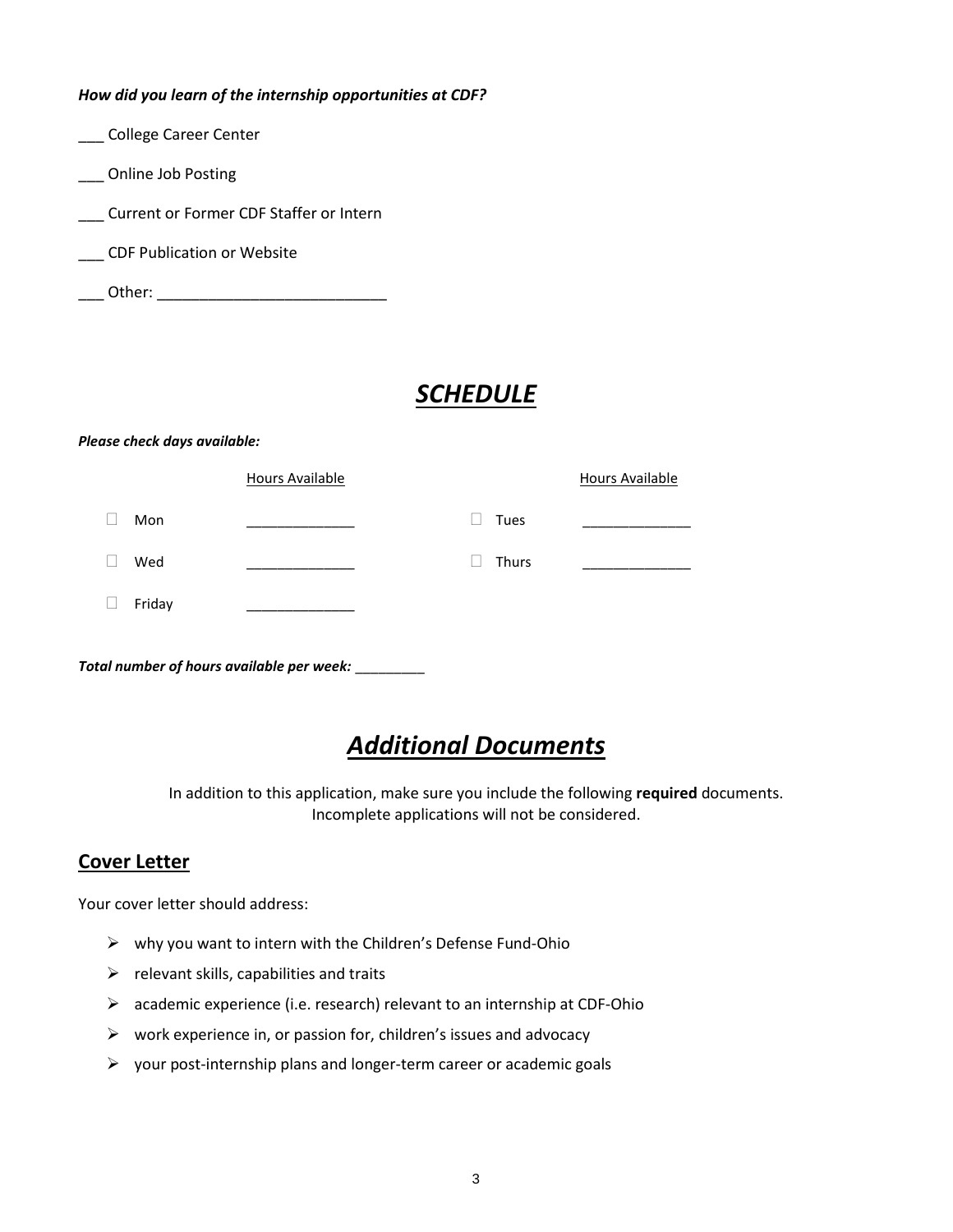***How did you learn of the internship opportunities at CDF?***

___ College Career Center

___ Online Job Posting

___ Current or Former CDF Staffer or Intern

___ CDF Publication or Website

___ Other: ___________________________

# ***SCHEDULE***

***Please check days available:***

| | Hours Available | | Hours Available |
|---|---|---|---|
| ☐ Mon | ______________ | ☐ Tues | ______________ |
| ☐ Wed | ______________ | ☐ Thurs | ______________ |
| ☐ Friday | ______________ | | |

***Total number of hours available per week:*** _________

# ***Additional Documents***

In addition to this application, make sure you include the following **required** documents. Incomplete applications will not be considered.

## **Cover Letter**

Your cover letter should address:

- why you want to intern with the Children's Defense Fund-Ohio
- relevant skills, capabilities and traits
- academic experience (i.e. research) relevant to an internship at CDF-Ohio
- work experience in, or passion for, children's issues and advocacy
- your post-internship plans and longer-term career or academic goals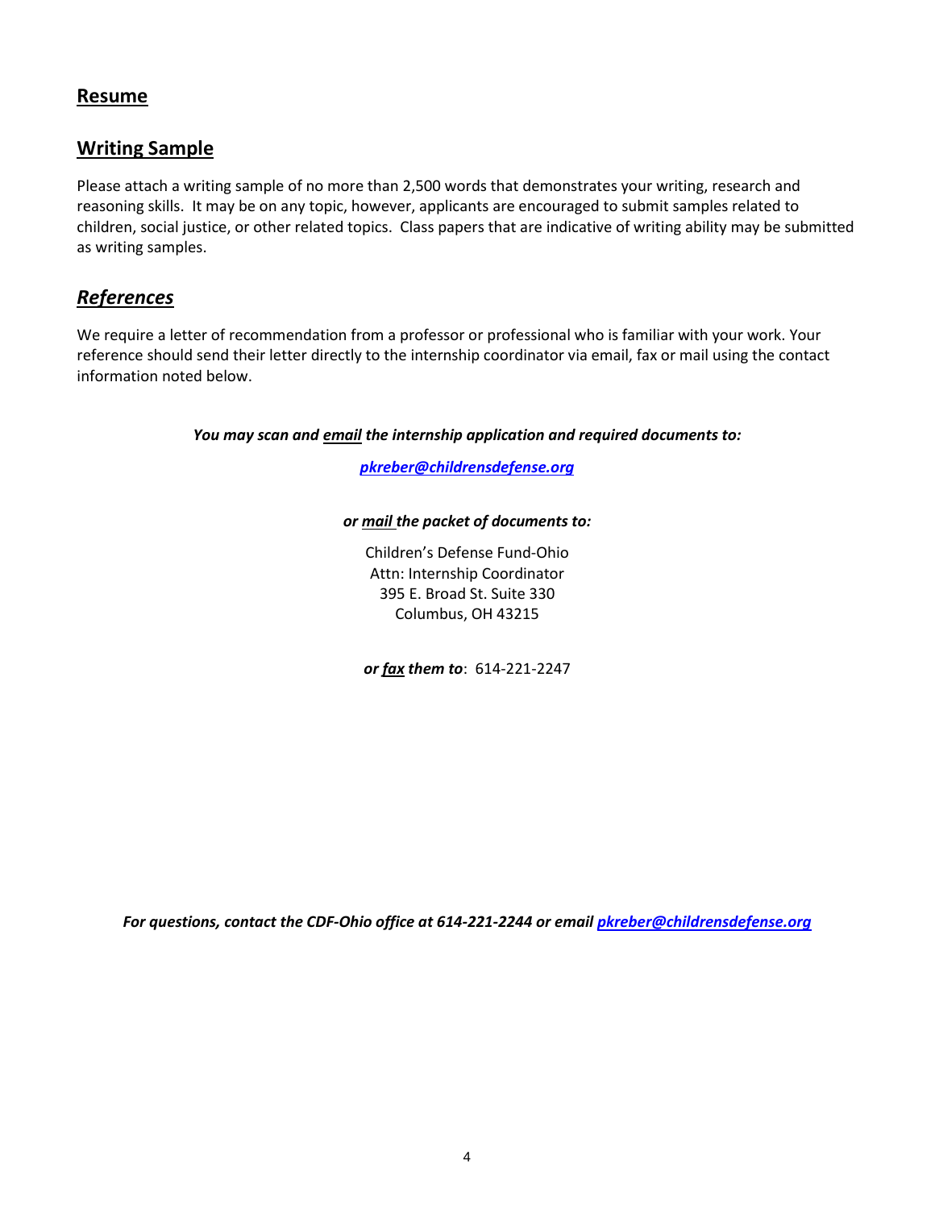## Resume

## Writing Sample

Please attach a writing sample of no more than 2,500 words that demonstrates your writing, research and reasoning skills. It may be on any topic, however, applicants are encouraged to submit samples related to children, social justice, or other related topics. Class papers that are indicative of writing ability may be submitted as writing samples.

## *References*

We require a letter of recommendation from a professor or professional who is familiar with your work. Your reference should send their letter directly to the internship coordinator via email, fax or mail using the contact information noted below.

***You may scan and email the internship application and required documents to:***

***pkreber@childrensdefense.org***

***or mail the packet of documents to:***

Children's Defense Fund-Ohio
Attn: Internship Coordinator
395 E. Broad St. Suite 330
Columbus, OH 43215

***or fax them to***: 614-221-2247

***For questions, contact the CDF-Ohio office at 614-221-2244 or email pkreber@childrensdefense.org***